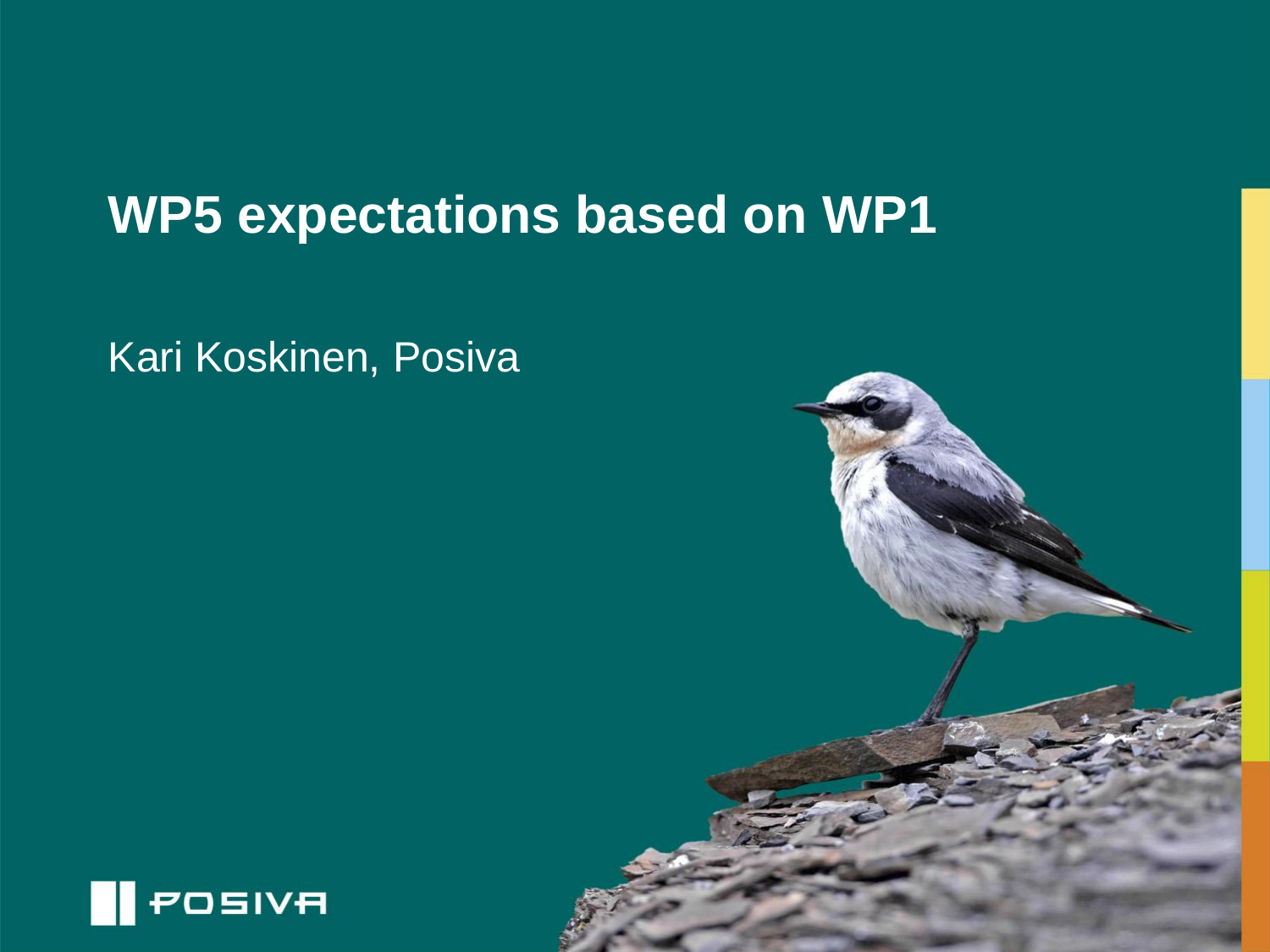# WP5 expectations based on WP1

Kari Koskinen, Posiva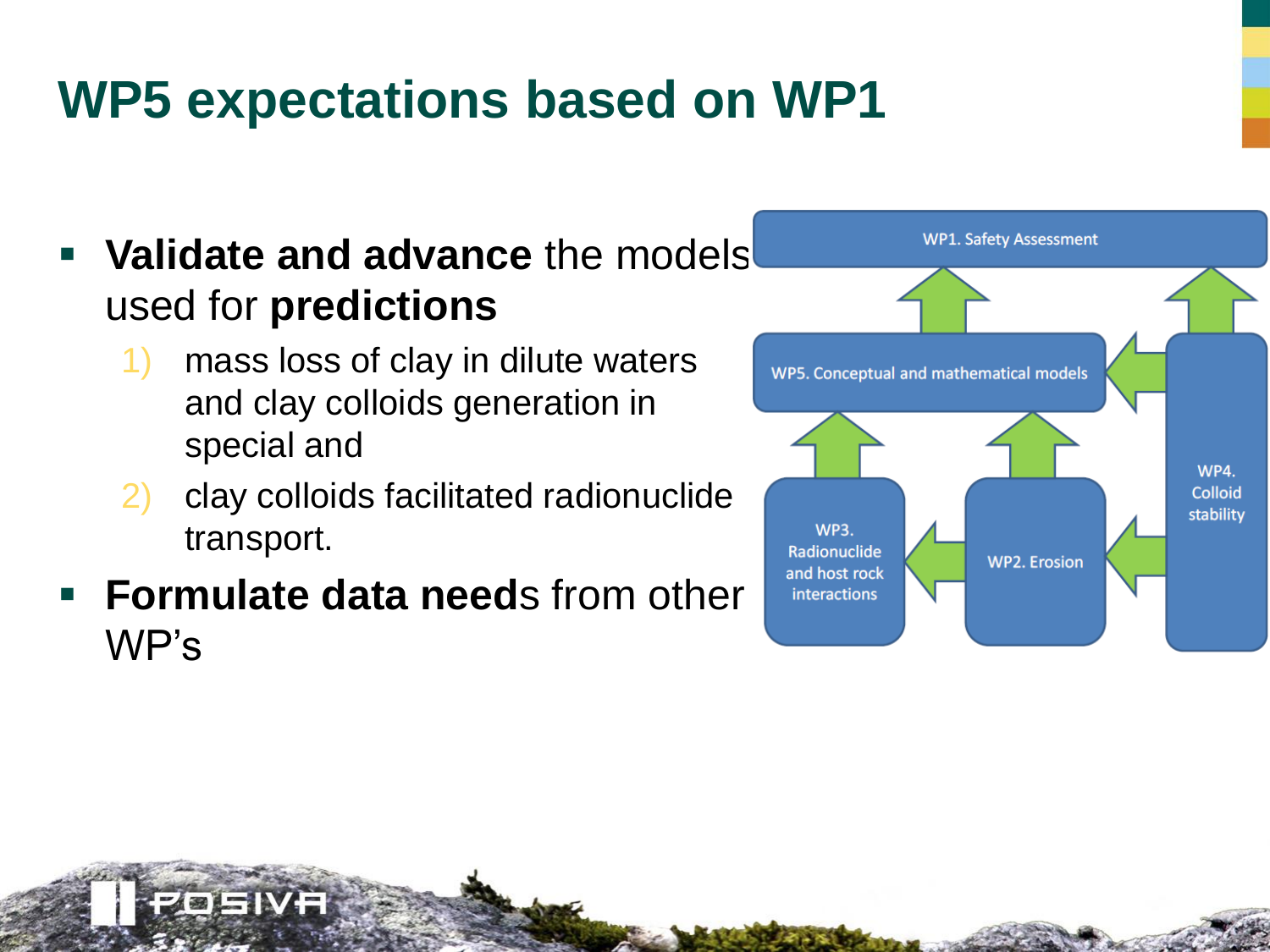# WP5 expectations based on WP1

- **Validate and advance** the models used for **predictions**
  1) mass loss of clay in dilute waters and clay colloids generation in special and
  2) clay colloids facilitated radionuclide transport.
- **Formulate data needs** from other WP's

WP1. Safety Assessment

WP5. Conceptual and mathematical models

WP4. Colloid stability

WP3. Radionuclide and host rock interactions

WP2. Erosion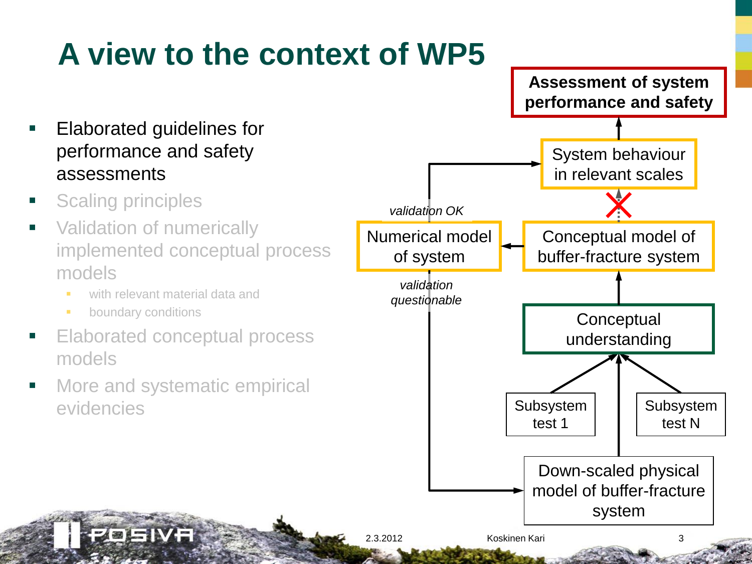# A view to the context of WP5

- Elaborated guidelines for performance and safety assessments
- Scaling principles
- Validation of numerically implemented conceptual process models
  - with relevant material data and
  - boundary conditions
- Elaborated conceptual process models
- More and systematic empirical evidencies

**Assessment of system performance and safety**

System behaviour in relevant scales

*validation OK*

Numerical model of system

Conceptual model of buffer-fracture system

*validation questionable*

Conceptual understanding

Subsystem test 1

Subsystem test N

Down-scaled physical model of buffer-fracture system

2.3.2012 Koskinen Kari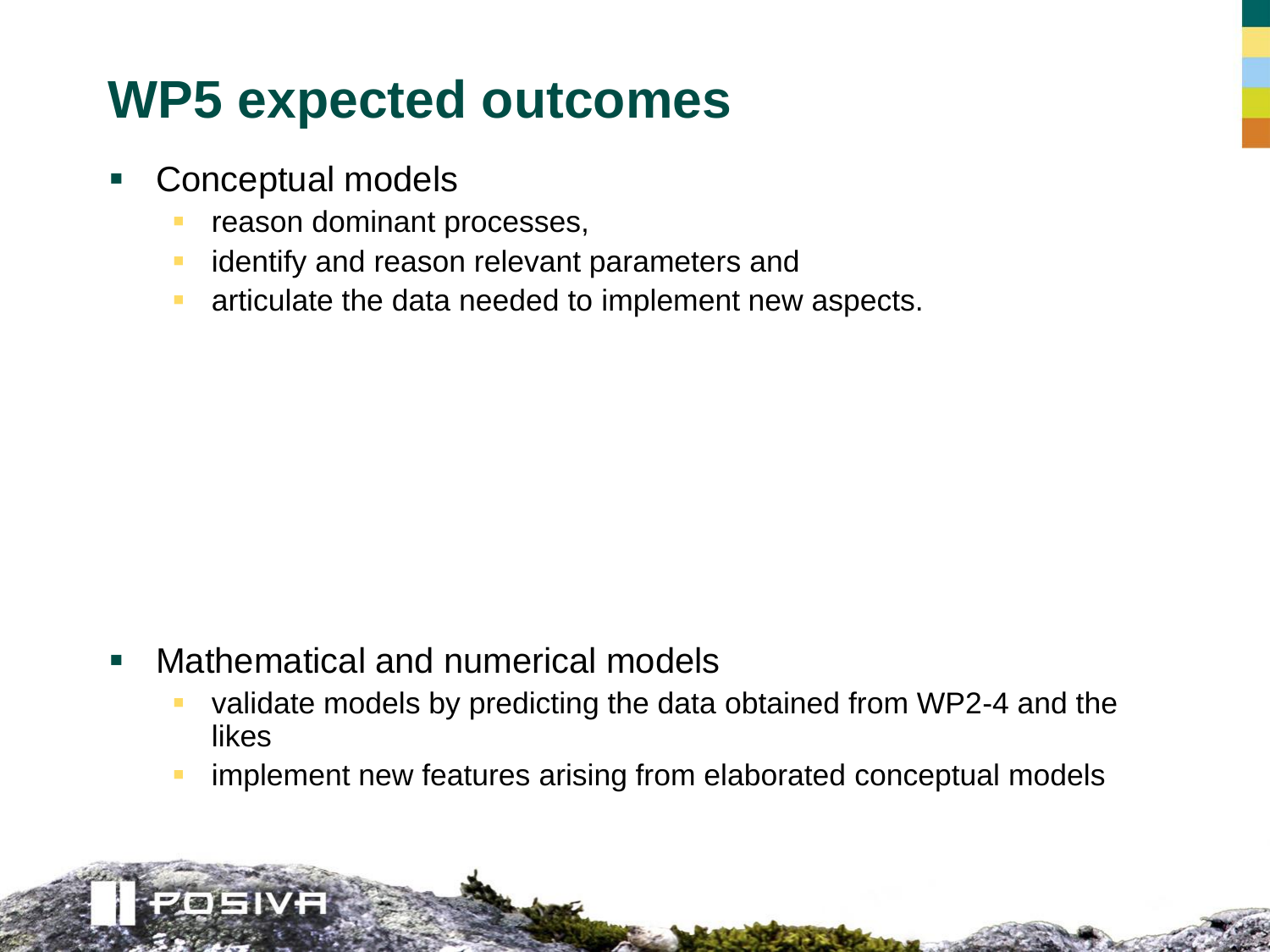# WP5 expected outcomes

- Conceptual models
  - reason dominant processes,
  - identify and reason relevant parameters and
  - articulate the data needed to implement new aspects.

- Mathematical and numerical models
  - validate models by predicting the data obtained from WP2-4 and the likes
  - implement new features arising from elaborated conceptual models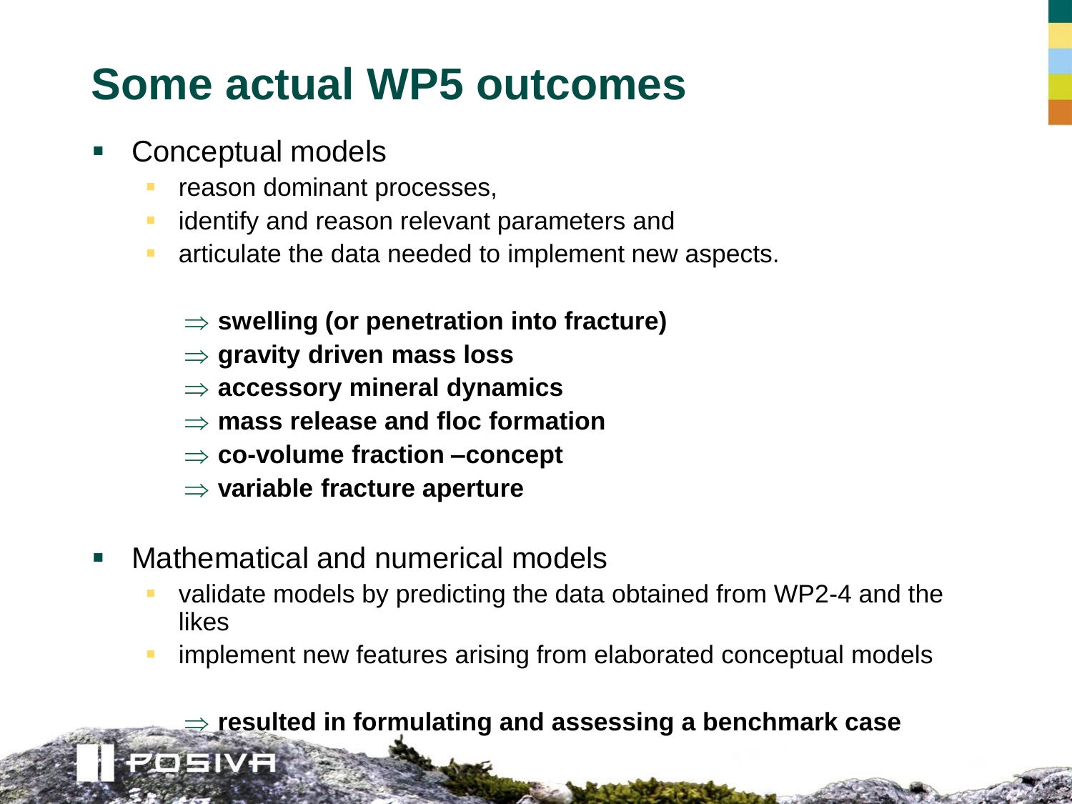# Some actual WP5 outcomes

- Conceptual models
  - reason dominant processes,
  - identify and reason relevant parameters and
  - articulate the data needed to implement new aspects.

    $\Rightarrow$ **swelling (or penetration into fracture)**
    $\Rightarrow$ **gravity driven mass loss**
    $\Rightarrow$ **accessory mineral dynamics**
    $\Rightarrow$ **mass release and floc formation**
    $\Rightarrow$ **co-volume fraction –concept**
    $\Rightarrow$ **variable fracture aperture**

- Mathematical and numerical models
  - validate models by predicting the data obtained from WP2-4 and the likes
  - implement new features arising from elaborated conceptual models

    $\Rightarrow$ **resulted in formulating and assessing a benchmark case**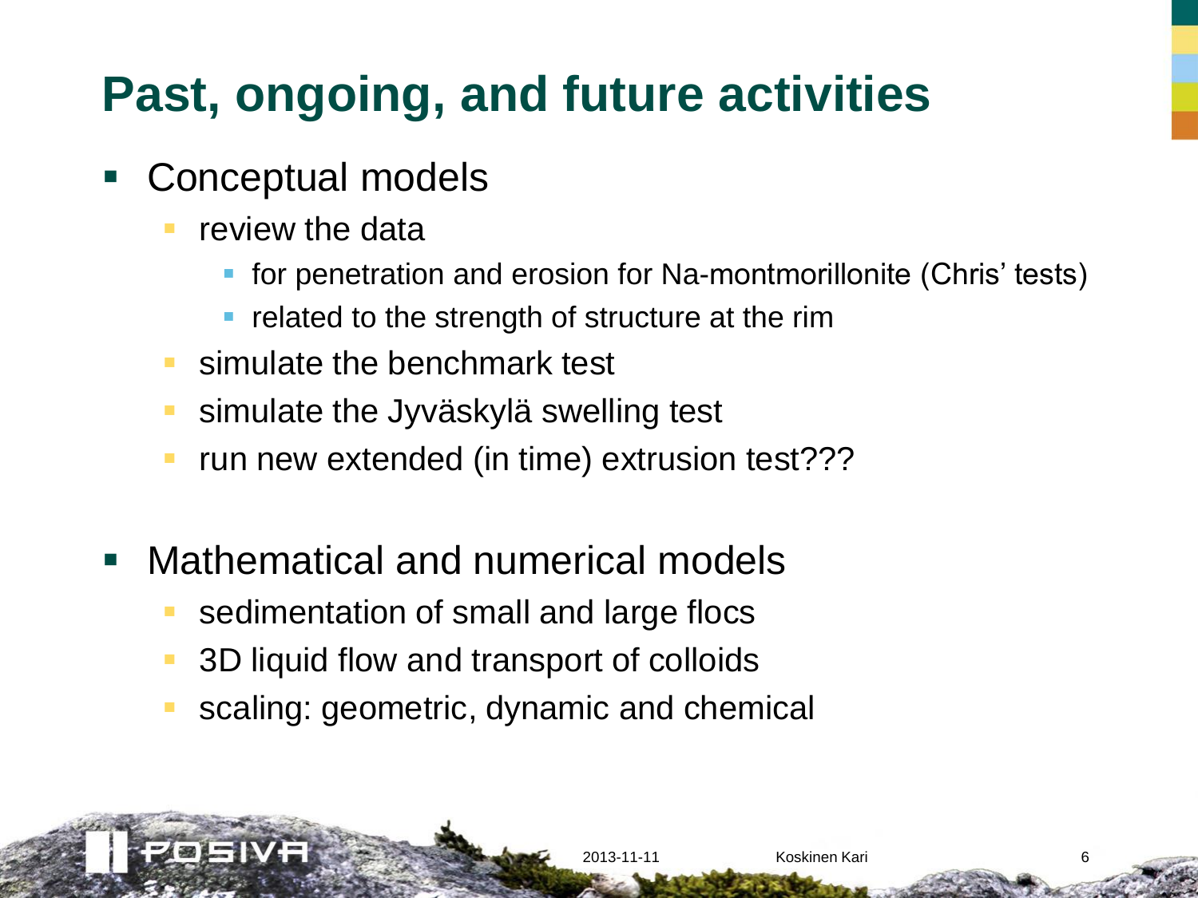# Past, ongoing, and future activities

- Conceptual models
  - review the data
    - for penetration and erosion for Na-montmorillonite (Chris' tests)
    - related to the strength of structure at the rim
  - simulate the benchmark test
  - simulate the Jyväskylä swelling test
  - run new extended (in time) extrusion test???

- Mathematical and numerical models
  - sedimentation of small and large flocs
  - 3D liquid flow and transport of colloids
  - scaling: geometric, dynamic and chemical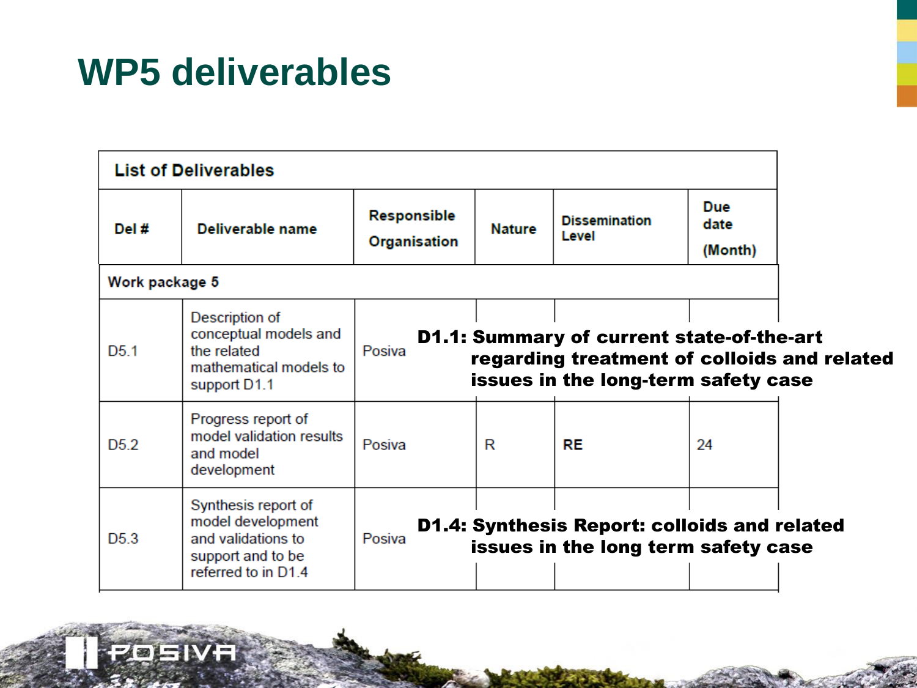# WP5 deliverables

| Del # | Deliverable name | Responsible Organisation | Nature | Dissemination Level | Due date (Month) |
|---|---|---|---|---|---|
| **Work package 5** | | | | | |
| D5.1 | Description of conceptual models and the related mathematical models to support D1.1 | Posiva | | | |
| D5.2 | Progress report of model validation results and model development | Posiva | R | RE | 24 |
| D5.3 | Synthesis report of model development and validations to support and to be referred to in D1.4 | Posiva | | | |

**D1.1: Summary of current state-of-the-art regarding treatment of colloids and related issues in the long-term safety case**

**D1.4: Synthesis Report: colloids and related issues in the long term safety case**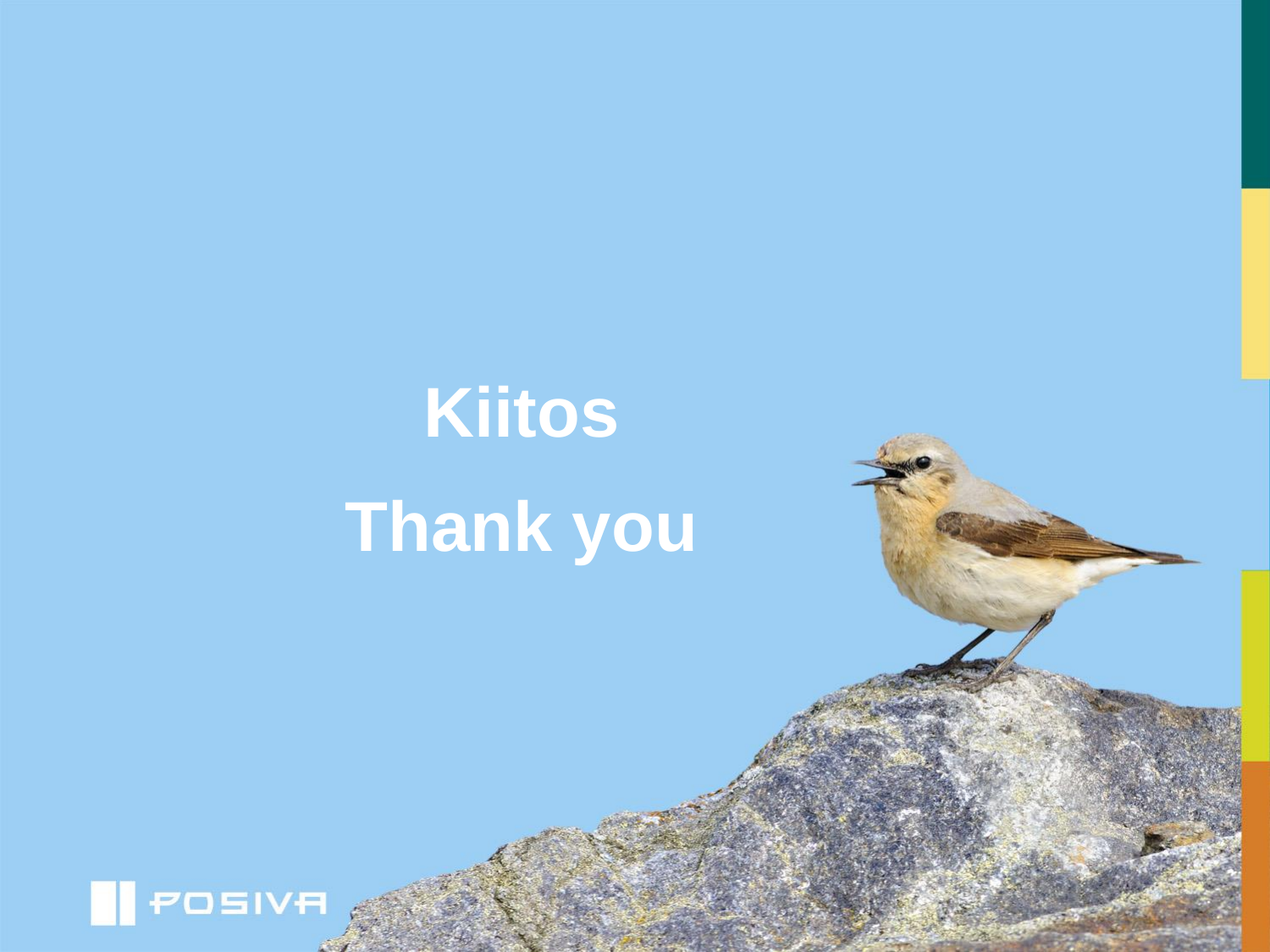**Kiitos**

**Thank you**